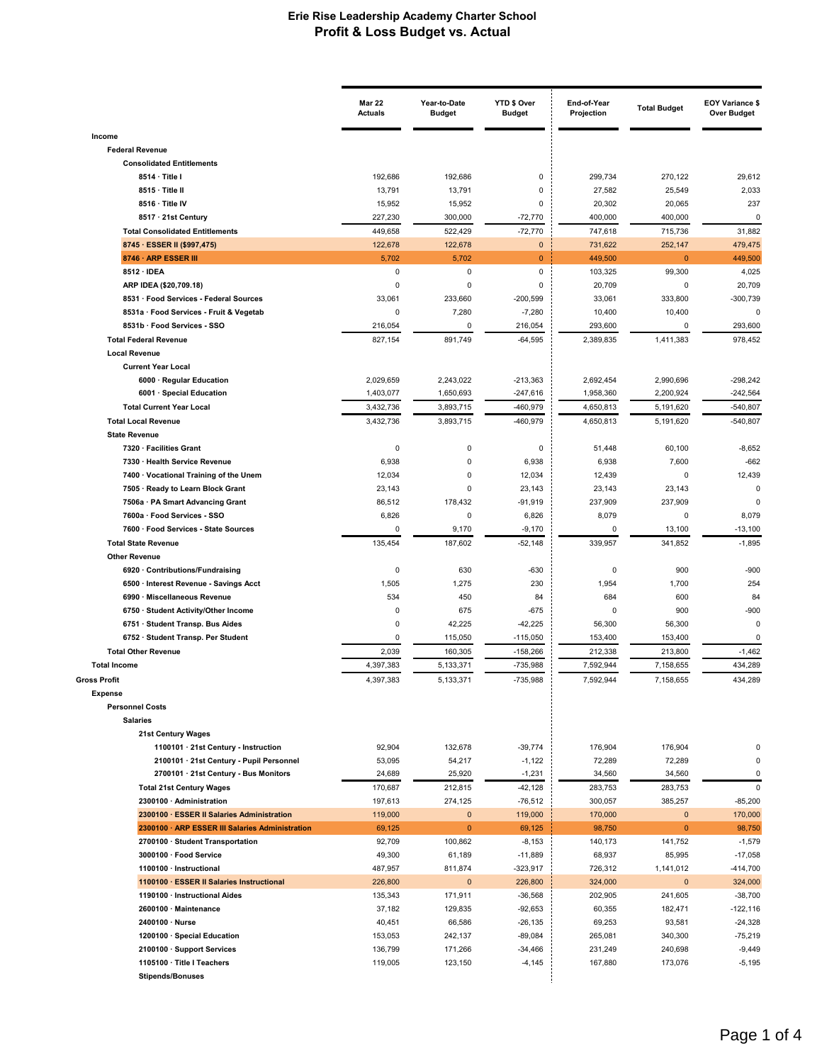# Erie Rise Leadership Academy Charter School
## Profit & Loss Budget vs. Actual

| | Mar 22 Actuals | Year-to-Date Budget | YTD $ Over Budget | End-of-Year Projection | Total Budget | EOY Variance $ Over Budget |
|---|---|---|---|---|---|---|
| **Income** | | | | | | |
| **Federal Revenue** | | | | | | |
| **Consolidated Entitlements** | | | | | | |
| **8514 · Title I** | 192,686 | 192,686 | 0 | 299,734 | 270,122 | 29,612 |
| **8515 · Title II** | 13,791 | 13,791 | 0 | 27,582 | 25,549 | 2,033 |
| **8516 · Title IV** | 15,952 | 15,952 | 0 | 20,302 | 20,065 | 237 |
| **8517 · 21st Century** | 227,230 | 300,000 | -72,770 | 400,000 | 400,000 | 0 |
| **Total Consolidated Entitlements** | 449,658 | 522,429 | -72,770 | 747,618 | 715,736 | 31,882 |
| **8745 · ESSER II ($997,475)** | 122,678 | 122,678 | 0 | 731,622 | 252,147 | 479,475 |
| **8746 · ARP ESSER III** | 5,702 | 5,702 | 0 | 449,500 | 0 | 449,500 |
| **8512 · IDEA** | 0 | 0 | 0 | 103,325 | 99,300 | 4,025 |
| **ARP IDEA ($20,709.18)** | 0 | 0 | 0 | 20,709 | 0 | 20,709 |
| **8531 · Food Services - Federal Sources** | 33,061 | 233,660 | -200,599 | 33,061 | 333,800 | -300,739 |
| **8531a · Food Services - Fruit & Vegetab** | 0 | 7,280 | -7,280 | 10,400 | 10,400 | 0 |
| **8531b · Food Services - SSO** | 216,054 | 0 | 216,054 | 293,600 | 0 | 293,600 |
| **Total Federal Revenue** | 827,154 | 891,749 | -64,595 | 2,389,835 | 1,411,383 | 978,452 |
| **Local Revenue** | | | | | | |
| **Current Year Local** | | | | | | |
| **6000 · Regular Education** | 2,029,659 | 2,243,022 | -213,363 | 2,692,454 | 2,990,696 | -298,242 |
| **6001 · Special Education** | 1,403,077 | 1,650,693 | -247,616 | 1,958,360 | 2,200,924 | -242,564 |
| **Total Current Year Local** | 3,432,736 | 3,893,715 | -460,979 | 4,650,813 | 5,191,620 | -540,807 |
| **Total Local Revenue** | 3,432,736 | 3,893,715 | -460,979 | 4,650,813 | 5,191,620 | -540,807 |
| **State Revenue** | | | | | | |
| **7320 · Facilities Grant** | 0 | 0 | 0 | 51,448 | 60,100 | -8,652 |
| **7330 · Health Service Revenue** | 6,938 | 0 | 6,938 | 6,938 | 7,600 | -662 |
| **7400 · Vocational Training of the Unem** | 12,034 | 0 | 12,034 | 12,439 | 0 | 12,439 |
| **7505 · Ready to Learn Block Grant** | 23,143 | 0 | 23,143 | 23,143 | 23,143 | 0 |
| **7506a · PA Smart Advancing Grant** | 86,512 | 178,432 | -91,919 | 237,909 | 237,909 | 0 |
| **7600a · Food Services - SSO** | 6,826 | 0 | 6,826 | 8,079 | 0 | 8,079 |
| **7600 · Food Services - State Sources** | 0 | 9,170 | -9,170 | 0 | 13,100 | -13,100 |
| **Total State Revenue** | 135,454 | 187,602 | -52,148 | 339,957 | 341,852 | -1,895 |
| **Other Revenue** | | | | | | |
| **6920 · Contributions/Fundraising** | 0 | 630 | -630 | 0 | 900 | -900 |
| **6500 · Interest Revenue - Savings Acct** | 1,505 | 1,275 | 230 | 1,954 | 1,700 | 254 |
| **6990 · Miscellaneous Revenue** | 534 | 450 | 84 | 684 | 600 | 84 |
| **6750 · Student Activity/Other Income** | 0 | 675 | -675 | 0 | 900 | -900 |
| **6751 · Student Transp. Bus Aides** | 0 | 42,225 | -42,225 | 56,300 | 56,300 | 0 |
| **6752 · Student Transp. Per Student** | 0 | 115,050 | -115,050 | 153,400 | 153,400 | 0 |
| **Total Other Revenue** | 2,039 | 160,305 | -158,266 | 212,338 | 213,800 | -1,462 |
| **Total Income** | 4,397,383 | 5,133,371 | -735,988 | 7,592,944 | 7,158,655 | 434,289 |
| **Gross Profit** | 4,397,383 | 5,133,371 | -735,988 | 7,592,944 | 7,158,655 | 434,289 |
| **Expense** | | | | | | |
| **Personnel Costs** | | | | | | |
| **Salaries** | | | | | | |
| **21st Century Wages** | | | | | | |
| **1100101 · 21st Century - Instruction** | 92,904 | 132,678 | -39,774 | 176,904 | 176,904 | 0 |
| **2100101 · 21st Century - Pupil Personnel** | 53,095 | 54,217 | -1,122 | 72,289 | 72,289 | 0 |
| **2700101 · 21st Century - Bus Monitors** | 24,689 | 25,920 | -1,231 | 34,560 | 34,560 | 0 |
| **Total 21st Century Wages** | 170,687 | 212,815 | -42,128 | 283,753 | 283,753 | 0 |
| **2300100 · Administration** | 197,613 | 274,125 | -76,512 | 300,057 | 385,257 | -85,200 |
| **2300100 · ESSER II Salaries Administration** | 119,000 | 0 | 119,000 | 170,000 | 0 | 170,000 |
| **2300100 · ARP ESSER III Salaries Administration** | 69,125 | 0 | 69,125 | 98,750 | 0 | 98,750 |
| **2700100 · Student Transportation** | 92,709 | 100,862 | -8,153 | 140,173 | 141,752 | -1,579 |
| **3000100 · Food Service** | 49,300 | 61,189 | -11,889 | 68,937 | 85,995 | -17,058 |
| **1100100 · Instructional** | 487,957 | 811,874 | -323,917 | 726,312 | 1,141,012 | -414,700 |
| **1100100 · ESSER II Salaries Instructional** | 226,800 | 0 | 226,800 | 324,000 | 0 | 324,000 |
| **1190100 · Instructional Aides** | 135,343 | 171,911 | -36,568 | 202,905 | 241,605 | -38,700 |
| **2600100 · Maintenance** | 37,182 | 129,835 | -92,653 | 60,355 | 182,471 | -122,116 |
| **2400100 · Nurse** | 40,451 | 66,586 | -26,135 | 69,253 | 93,581 | -24,328 |
| **1200100 · Special Education** | 153,053 | 242,137 | -89,084 | 265,081 | 340,300 | -75,219 |
| **2100100 · Support Services** | 136,799 | 171,266 | -34,466 | 231,249 | 240,698 | -9,449 |
| **1105100 · Title I Teachers** | 119,005 | 123,150 | -4,145 | 167,880 | 173,076 | -5,195 |
| **Stipends/Bonuses** | | | | | | |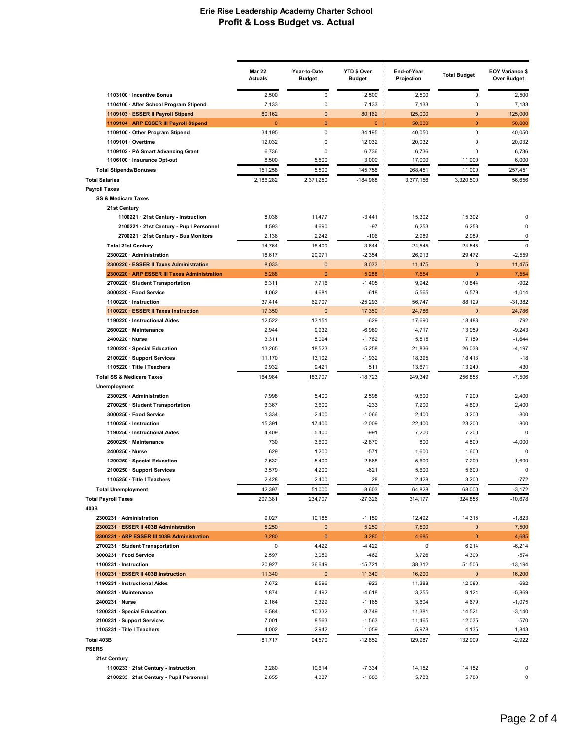# Erie Rise Leadership Academy Charter School

## Profit & Loss Budget vs. Actual

| | Mar 22 Actuals | Year-to-Date Budget | YTD $ Over Budget | End-of-Year Projection | Total Budget | EOY Variance $ Over Budget |
|---|---|---|---|---|---|---|
| 1103100 · Incentive Bonus | 2,500 | 0 | 2,500 | 2,500 | 0 | 2,500 |
| 1104100 · After School Program Stipend | 7,133 | 0 | 7,133 | 7,133 | 0 | 7,133 |
| 1109103 · ESSER II Payroll Stipend | 80,162 | 0 | 80,162 | 125,000 | 0 | 125,000 |
| 1109104 · ARP ESSER III Payroll Stipend | 0 | 0 | 0 | 50,000 | 0 | 50,000 |
| 1109100 · Other Program Stipend | 34,195 | 0 | 34,195 | 40,050 | 0 | 40,050 |
| 1109101 · Overtime | 12,032 | 0 | 12,032 | 20,032 | 0 | 20,032 |
| 1109102 · PA Smart Advancing Grant | 6,736 | 0 | 6,736 | 6,736 | 0 | 6,736 |
| 1106100 · Insurance Opt-out | 8,500 | 5,500 | 3,000 | 17,000 | 11,000 | 6,000 |
| Total Stipends/Bonuses | 151,258 | 5,500 | 145,758 | 268,451 | 11,000 | 257,451 |
| Total Salaries | 2,186,282 | 2,371,250 | -184,968 | 3,377,156 | 3,320,500 | 56,656 |
| Payroll Taxes | | | | | | |
| SS & Medicare Taxes | | | | | | |
| 21st Century | | | | | | |
| 1100221 · 21st Century - Instruction | 8,036 | 11,477 | -3,441 | 15,302 | 15,302 | 0 |
| 2100221 · 21st Century - Pupil Personnel | 4,593 | 4,690 | -97 | 6,253 | 6,253 | 0 |
| 2700221 · 21st Century - Bus Monitors | 2,136 | 2,242 | -106 | 2,989 | 2,989 | 0 |
| Total 21st Century | 14,764 | 18,409 | -3,644 | 24,545 | 24,545 | -0 |
| 2300220 · Administration | 18,617 | 20,971 | -2,354 | 26,913 | 29,472 | -2,559 |
| 2300220 · ESSER II Taxes Administration | 8,033 | 0 | 8,033 | 11,475 | 0 | 11,475 |
| 2300220 · ARP ESSER III Taxes Administration | 5,288 | 0 | 5,288 | 7,554 | 0 | 7,554 |
| 2700220 · Student Transportation | 6,311 | 7,716 | -1,405 | 9,942 | 10,844 | -902 |
| 3000220 · Food Service | 4,062 | 4,681 | -618 | 5,565 | 6,579 | -1,014 |
| 1100220 · Instruction | 37,414 | 62,707 | -25,293 | 56,747 | 88,129 | -31,382 |
| 1100220 · ESSER II Taxes Instruction | 17,350 | 0 | 17,350 | 24,786 | 0 | 24,786 |
| 1190220 · Instructional Aides | 12,522 | 13,151 | -629 | 17,690 | 18,483 | -792 |
| 2600220 · Maintenance | 2,944 | 9,932 | -6,989 | 4,717 | 13,959 | -9,243 |
| 2400220 · Nurse | 3,311 | 5,094 | -1,782 | 5,515 | 7,159 | -1,644 |
| 1200220 · Special Education | 13,265 | 18,523 | -5,258 | 21,836 | 26,033 | -4,197 |
| 2100220 · Support Services | 11,170 | 13,102 | -1,932 | 18,395 | 18,413 | -18 |
| 1105220 · Title I Teachers | 9,932 | 9,421 | 511 | 13,671 | 13,240 | 430 |
| Total SS & Medicare Taxes | 164,984 | 183,707 | -18,723 | 249,349 | 256,856 | -7,506 |
| Unemployment | | | | | | |
| 2300250 · Administration | 7,998 | 5,400 | 2,598 | 9,600 | 7,200 | 2,400 |
| 2700250 · Student Transportation | 3,367 | 3,600 | -233 | 7,200 | 4,800 | 2,400 |
| 3000250 · Food Service | 1,334 | 2,400 | -1,066 | 2,400 | 3,200 | -800 |
| 1100250 · Instruction | 15,391 | 17,400 | -2,009 | 22,400 | 23,200 | -800 |
| 1190250 · Instructional Aides | 4,409 | 5,400 | -991 | 7,200 | 7,200 | 0 |
| 2600250 · Maintenance | 730 | 3,600 | -2,870 | 800 | 4,800 | -4,000 |
| 2400250 · Nurse | 629 | 1,200 | -571 | 1,600 | 1,600 | 0 |
| 1200250 · Special Education | 2,532 | 5,400 | -2,868 | 5,600 | 7,200 | -1,600 |
| 2100250 · Support Services | 3,579 | 4,200 | -621 | 5,600 | 5,600 | 0 |
| 1105250 · Title I Teachers | 2,428 | 2,400 | 28 | 2,428 | 3,200 | -772 |
| Total Unemployment | 42,397 | 51,000 | -8,603 | 64,828 | 68,000 | -3,172 |
| Total Payroll Taxes | 207,381 | 234,707 | -27,326 | 314,177 | 324,856 | -10,678 |
| 403B | | | | | | |
| 2300231 · Administration | 9,027 | 10,185 | -1,159 | 12,492 | 14,315 | -1,823 |
| 2300231 · ESSER II 403B Administration | 5,250 | 0 | 5,250 | 7,500 | 0 | 7,500 |
| 2300231 · ARP ESSER III 403B Administration | 3,280 | 0 | 3,280 | 4,685 | 0 | 4,685 |
| 2700231 · Student Transportation | 0 | 4,422 | -4,422 | 0 | 6,214 | -6,214 |
| 3000231 · Food Service | 2,597 | 3,059 | -462 | 3,726 | 4,300 | -574 |
| 1100231 · Instruction | 20,927 | 36,649 | -15,721 | 38,312 | 51,506 | -13,194 |
| 1100231 · ESSER II 403B Instruction | 11,340 | 0 | 11,340 | 16,200 | 0 | 16,200 |
| 1190231 · Instructional Aides | 7,672 | 8,596 | -923 | 11,388 | 12,080 | -692 |
| 2600231 · Maintenance | 1,874 | 6,492 | -4,618 | 3,255 | 9,124 | -5,869 |
| 2400231 · Nurse | 2,164 | 3,329 | -1,165 | 3,604 | 4,679 | -1,075 |
| 1200231 · Special Education | 6,584 | 10,332 | -3,749 | 11,381 | 14,521 | -3,140 |
| 2100231 · Support Services | 7,001 | 8,563 | -1,563 | 11,465 | 12,035 | -570 |
| 1105231 · Title I Teachers | 4,002 | 2,942 | 1,059 | 5,978 | 4,135 | 1,843 |
| Total 403B | 81,717 | 94,570 | -12,852 | 129,987 | 132,909 | -2,922 |
| PSERS | | | | | | |
| 21st Century | | | | | | |
| 1100233 · 21st Century - Instruction | 3,280 | 10,614 | -7,334 | 14,152 | 14,152 | 0 |
| 2100233 · 21st Century - Pupil Personnel | 2,655 | 4,337 | -1,683 | 5,783 | 5,783 | 0 |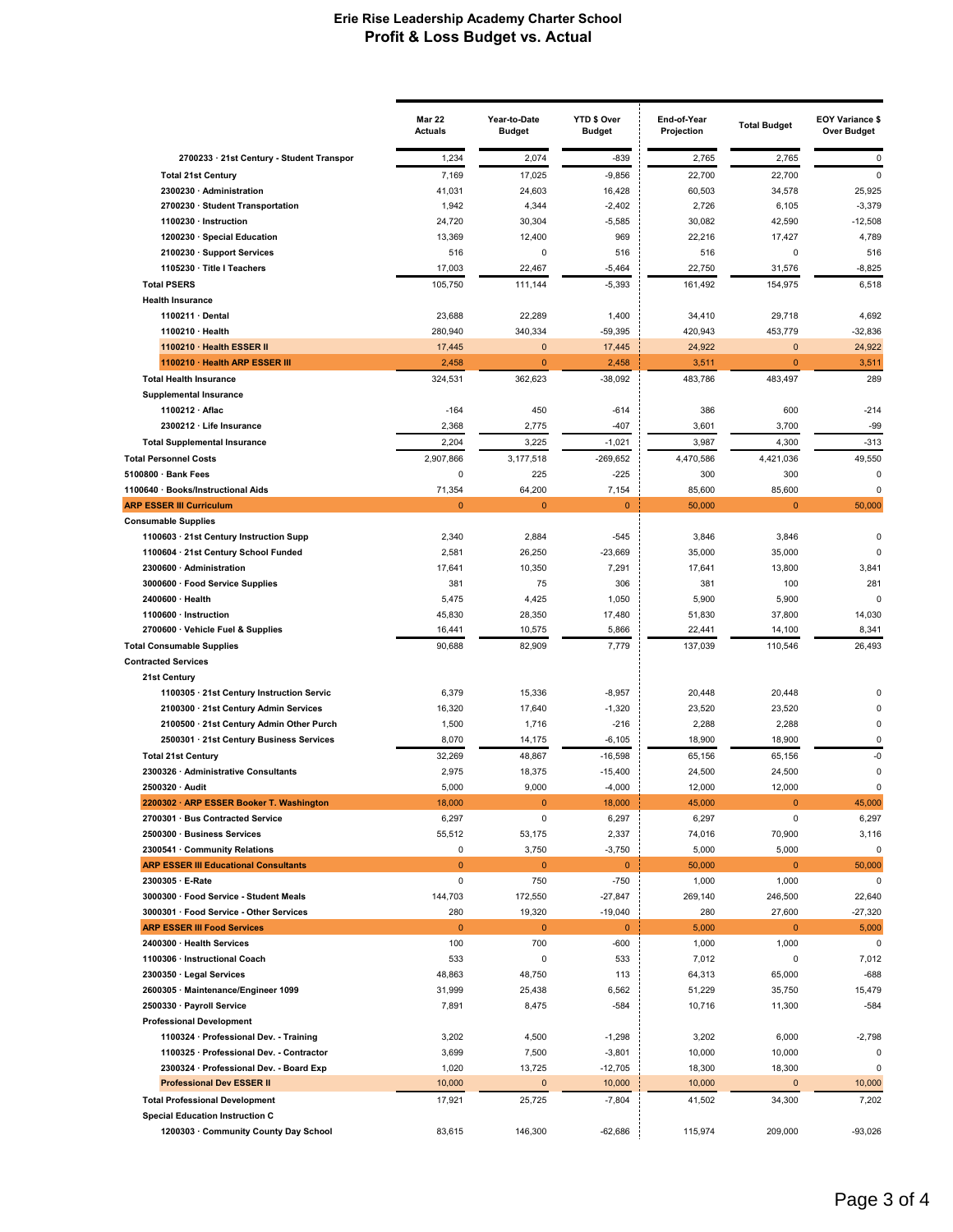# Erie Rise Leadership Academy Charter School
## Profit & Loss Budget vs. Actual

| | Mar 22 Actuals | Year-to-Date Budget | YTD $ Over Budget | End-of-Year Projection | Total Budget | EOY Variance $ Over Budget |
|---|---|---|---|---|---|---|
| 2700233 · 21st Century - Student Transpor | 1,234 | 2,074 | -839 | 2,765 | 2,765 | 0 |
| Total 21st Century | 7,169 | 17,025 | -9,856 | 22,700 | 22,700 | 0 |
| 2300230 · Administration | 41,031 | 24,603 | 16,428 | 60,503 | 34,578 | 25,925 |
| 2700230 · Student Transportation | 1,942 | 4,344 | -2,402 | 2,726 | 6,105 | -3,379 |
| 1100230 · Instruction | 24,720 | 30,304 | -5,585 | 30,082 | 42,590 | -12,508 |
| 1200230 · Special Education | 13,369 | 12,400 | 969 | 22,216 | 17,427 | 4,789 |
| 2100230 · Support Services | 516 | 0 | 516 | 516 | 0 | 516 |
| 1105230 · Title I Teachers | 17,003 | 22,467 | -5,464 | 22,750 | 31,576 | -8,825 |
| Total PSERS | 105,750 | 111,144 | -5,393 | 161,492 | 154,975 | 6,518 |
| Health Insurance | | | | | | |
| 1100211 · Dental | 23,688 | 22,289 | 1,400 | 34,410 | 29,718 | 4,692 |
| 1100210 · Health | 280,940 | 340,334 | -59,395 | 420,943 | 453,779 | -32,836 |
| 1100210 · Health ESSER II | 17,445 | 0 | 17,445 | 24,922 | 0 | 24,922 |
| 1100210 · Health ARP ESSER III | 2,458 | 0 | 2,458 | 3,511 | 0 | 3,511 |
| Total Health Insurance | 324,531 | 362,623 | -38,092 | 483,786 | 483,497 | 289 |
| Supplemental Insurance | | | | | | |
| 1100212 · Aflac | -164 | 450 | -614 | 386 | 600 | -214 |
| 2300212 · Life Insurance | 2,368 | 2,775 | -407 | 3,601 | 3,700 | -99 |
| Total Supplemental Insurance | 2,204 | 3,225 | -1,021 | 3,987 | 4,300 | -313 |
| Total Personnel Costs | 2,907,866 | 3,177,518 | -269,652 | 4,470,586 | 4,421,036 | 49,550 |
| 5100800 · Bank Fees | 0 | 225 | -225 | 300 | 300 | 0 |
| 1100640 · Books/Instructional Aids | 71,354 | 64,200 | 7,154 | 85,600 | 85,600 | 0 |
| ARP ESSER III Curriculum | 0 | 0 | 0 | 50,000 | 0 | 50,000 |
| Consumable Supplies | | | | | | |
| 1100603 · 21st Century Instruction Supp | 2,340 | 2,884 | -545 | 3,846 | 3,846 | 0 |
| 1100604 · 21st Century School Funded | 2,581 | 26,250 | -23,669 | 35,000 | 35,000 | 0 |
| 2300600 · Administration | 17,641 | 10,350 | 7,291 | 17,641 | 13,800 | 3,841 |
| 3000600 · Food Service Supplies | 381 | 75 | 306 | 381 | 100 | 281 |
| 2400600 · Health | 5,475 | 4,425 | 1,050 | 5,900 | 5,900 | 0 |
| 1100600 · Instruction | 45,830 | 28,350 | 17,480 | 51,830 | 37,800 | 14,030 |
| 2700600 · Vehicle Fuel & Supplies | 16,441 | 10,575 | 5,866 | 22,441 | 14,100 | 8,341 |
| Total Consumable Supplies | 90,688 | 82,909 | 7,779 | 137,039 | 110,546 | 26,493 |
| Contracted Services | | | | | | |
| 21st Century | | | | | | |
| 1100305 · 21st Century Instruction Servic | 6,379 | 15,336 | -8,957 | 20,448 | 20,448 | 0 |
| 2100300 · 21st Century Admin Services | 16,320 | 17,640 | -1,320 | 23,520 | 23,520 | 0 |
| 2100500 · 21st Century Admin Other Purch | 1,500 | 1,716 | -216 | 2,288 | 2,288 | 0 |
| 2500301 · 21st Century Business Services | 8,070 | 14,175 | -6,105 | 18,900 | 18,900 | 0 |
| Total 21st Century | 32,269 | 48,867 | -16,598 | 65,156 | 65,156 | -0 |
| 2300326 · Administrative Consultants | 2,975 | 18,375 | -15,400 | 24,500 | 24,500 | 0 |
| 2500320 · Audit | 5,000 | 9,000 | -4,000 | 12,000 | 12,000 | 0 |
| 2200302 · ARP ESSER Booker T. Washington | 18,000 | 0 | 18,000 | 45,000 | 0 | 45,000 |
| 2700301 · Bus Contracted Service | 6,297 | 0 | 6,297 | 6,297 | 0 | 6,297 |
| 2500300 · Business Services | 55,512 | 53,175 | 2,337 | 74,016 | 70,900 | 3,116 |
| 2300541 · Community Relations | 0 | 3,750 | -3,750 | 5,000 | 5,000 | 0 |
| ARP ESSER III Educational Consultants | 0 | 0 | 0 | 50,000 | 0 | 50,000 |
| 2300305 · E-Rate | 0 | 750 | -750 | 1,000 | 1,000 | 0 |
| 3000300 · Food Service - Student Meals | 144,703 | 172,550 | -27,847 | 269,140 | 246,500 | 22,640 |
| 3000301 · Food Service - Other Services | 280 | 19,320 | -19,040 | 280 | 27,600 | -27,320 |
| ARP ESSER III Food Services | 0 | 0 | 0 | 5,000 | 0 | 5,000 |
| 2400300 · Health Services | 100 | 700 | -600 | 1,000 | 1,000 | 0 |
| 1100306 · Instructional Coach | 533 | 0 | 533 | 7,012 | 0 | 7,012 |
| 2300350 · Legal Services | 48,863 | 48,750 | 113 | 64,313 | 65,000 | -688 |
| 2600305 · Maintenance/Engineer 1099 | 31,999 | 25,438 | 6,562 | 51,229 | 35,750 | 15,479 |
| 2500330 · Payroll Service | 7,891 | 8,475 | -584 | 10,716 | 11,300 | -584 |
| Professional Development | | | | | | |
| 1100324 · Professional Dev. - Training | 3,202 | 4,500 | -1,298 | 3,202 | 6,000 | -2,798 |
| 1100325 · Professional Dev. - Contractor | 3,699 | 7,500 | -3,801 | 10,000 | 10,000 | 0 |
| 2300324 · Professional Dev. - Board Exp | 1,020 | 13,725 | -12,705 | 18,300 | 18,300 | 0 |
| Professional Dev ESSER II | 10,000 | 0 | 10,000 | 10,000 | 0 | 10,000 |
| Total Professional Development | 17,921 | 25,725 | -7,804 | 41,502 | 34,300 | 7,202 |
| Special Education Instruction C | | | | | | |
| 1200303 · Community County Day School | 83,615 | 146,300 | -62,686 | 115,974 | 209,000 | -93,026 |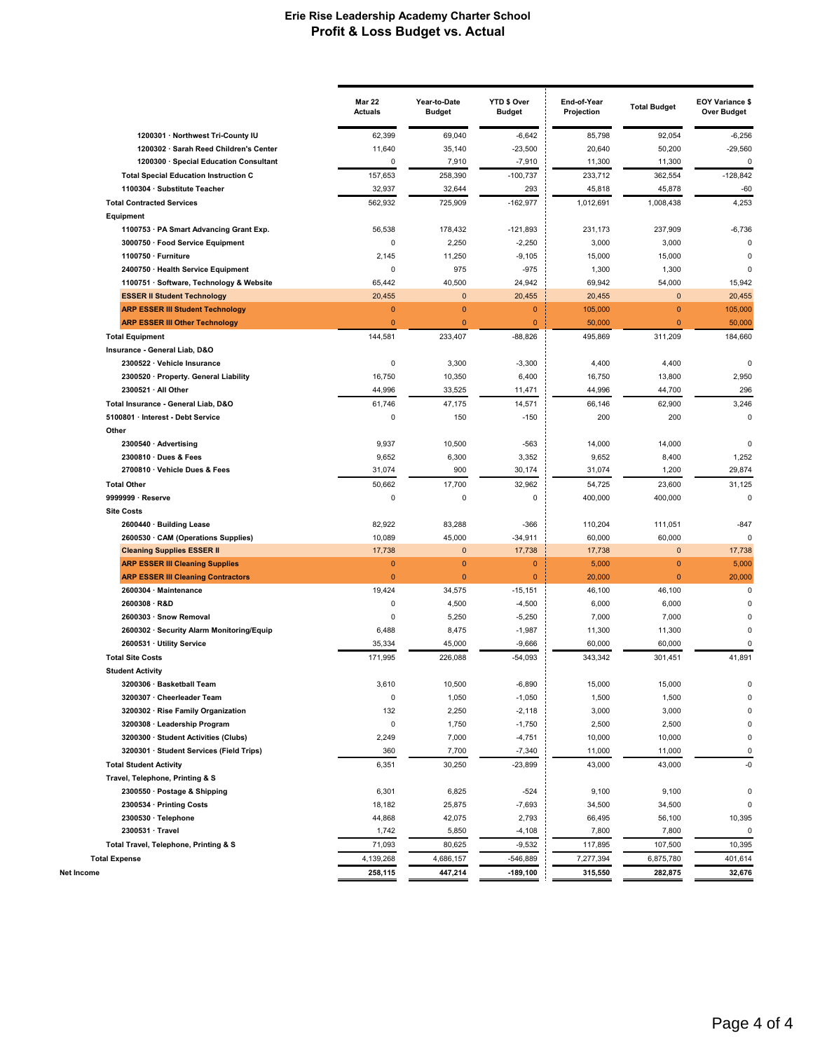# Erie Rise Leadership Academy Charter School

## Profit & Loss Budget vs. Actual

| | Mar 22 Actuals | Year-to-Date Budget | YTD $ Over Budget | End-of-Year Projection | Total Budget | EOY Variance $ Over Budget |
|---|---|---|---|---|---|---|
| 1200301 · Northwest Tri-County IU | 62,399 | 69,040 | -6,642 | 85,798 | 92,054 | -6,256 |
| 1200302 · Sarah Reed Children's Center | 11,640 | 35,140 | -23,500 | 20,640 | 50,200 | -29,560 |
| 1200300 · Special Education Consultant | 0 | 7,910 | -7,910 | 11,300 | 11,300 | 0 |
| Total Special Education Instruction C | 157,653 | 258,390 | -100,737 | 233,712 | 362,554 | -128,842 |
| 1100304 · Substitute Teacher | 32,937 | 32,644 | 293 | 45,818 | 45,878 | -60 |
| Total Contracted Services | 562,932 | 725,909 | -162,977 | 1,012,691 | 1,008,438 | 4,253 |
| Equipment | | | | | | |
| 1100753 · PA Smart Advancing Grant Exp. | 56,538 | 178,432 | -121,893 | 231,173 | 237,909 | -6,736 |
| 3000750 · Food Service Equipment | 0 | 2,250 | -2,250 | 3,000 | 3,000 | 0 |
| 1100750 · Furniture | 2,145 | 11,250 | -9,105 | 15,000 | 15,000 | 0 |
| 2400750 · Health Service Equipment | 0 | 975 | -975 | 1,300 | 1,300 | 0 |
| 1100751 · Software, Technology & Website | 65,442 | 40,500 | 24,942 | 69,942 | 54,000 | 15,942 |
| ESSER II Student Technology | 20,455 | 0 | 20,455 | 20,455 | 0 | 20,455 |
| ARP ESSER III Student Technology | 0 | 0 | 0 | 105,000 | 0 | 105,000 |
| ARP ESSER III Other Technology | 0 | 0 | 0 | 50,000 | 0 | 50,000 |
| Total Equipment | 144,581 | 233,407 | -88,826 | 495,869 | 311,209 | 184,660 |
| Insurance - General Liab, D&O | | | | | | |
| 2300522 · Vehicle Insurance | 0 | 3,300 | -3,300 | 4,400 | 4,400 | 0 |
| 2300520 · Property. General Liability | 16,750 | 10,350 | 6,400 | 16,750 | 13,800 | 2,950 |
| 2300521 · All Other | 44,996 | 33,525 | 11,471 | 44,996 | 44,700 | 296 |
| Total Insurance - General Liab, D&O | 61,746 | 47,175 | 14,571 | 66,146 | 62,900 | 3,246 |
| 5100801 · Interest - Debt Service | 0 | 150 | -150 | 200 | 200 | 0 |
| Other | | | | | | |
| 2300540 · Advertising | 9,937 | 10,500 | -563 | 14,000 | 14,000 | 0 |
| 2300810 · Dues & Fees | 9,652 | 6,300 | 3,352 | 9,652 | 8,400 | 1,252 |
| 2700810 · Vehicle Dues & Fees | 31,074 | 900 | 30,174 | 31,074 | 1,200 | 29,874 |
| Total Other | 50,662 | 17,700 | 32,962 | 54,725 | 23,600 | 31,125 |
| 9999999 · Reserve | 0 | 0 | 0 | 400,000 | 400,000 | 0 |
| Site Costs | | | | | | |
| 2600440 · Building Lease | 82,922 | 83,288 | -366 | 110,204 | 111,051 | -847 |
| 2600530 · CAM (Operations Supplies) | 10,089 | 45,000 | -34,911 | 60,000 | 60,000 | 0 |
| Cleaning Supplies ESSER II | 17,738 | 0 | 17,738 | 17,738 | 0 | 17,738 |
| ARP ESSER III Cleaning Supplies | 0 | 0 | 0 | 5,000 | 0 | 5,000 |
| ARP ESSER III Cleaning Contractors | 0 | 0 | 0 | 20,000 | 0 | 20,000 |
| 2600304 · Maintenance | 19,424 | 34,575 | -15,151 | 46,100 | 46,100 | 0 |
| 2600308 · R&D | 0 | 4,500 | -4,500 | 6,000 | 6,000 | 0 |
| 2600303 · Snow Removal | 0 | 5,250 | -5,250 | 7,000 | 7,000 | 0 |
| 2600302 · Security Alarm Monitoring/Equip | 6,488 | 8,475 | -1,987 | 11,300 | 11,300 | 0 |
| 2600531 · Utility Service | 35,334 | 45,000 | -9,666 | 60,000 | 60,000 | 0 |
| Total Site Costs | 171,995 | 226,088 | -54,093 | 343,342 | 301,451 | 41,891 |
| Student Activity | | | | | | |
| 3200306 · Basketball Team | 3,610 | 10,500 | -6,890 | 15,000 | 15,000 | 0 |
| 3200307 · Cheerleader Team | 0 | 1,050 | -1,050 | 1,500 | 1,500 | 0 |
| 3200302 · Rise Family Organization | 132 | 2,250 | -2,118 | 3,000 | 3,000 | 0 |
| 3200308 · Leadership Program | 0 | 1,750 | -1,750 | 2,500 | 2,500 | 0 |
| 3200300 · Student Activities (Clubs) | 2,249 | 7,000 | -4,751 | 10,000 | 10,000 | 0 |
| 3200301 · Student Services (Field Trips) | 360 | 7,700 | -7,340 | 11,000 | 11,000 | 0 |
| Total Student Activity | 6,351 | 30,250 | -23,899 | 43,000 | 43,000 | -0 |
| Travel, Telephone, Printing & S | | | | | | |
| 2300550 · Postage & Shipping | 6,301 | 6,825 | -524 | 9,100 | 9,100 | 0 |
| 2300534 · Printing Costs | 18,182 | 25,875 | -7,693 | 34,500 | 34,500 | 0 |
| 2300530 · Telephone | 44,868 | 42,075 | 2,793 | 66,495 | 56,100 | 10,395 |
| 2300531 · Travel | 1,742 | 5,850 | -4,108 | 7,800 | 7,800 | 0 |
| Total Travel, Telephone, Printing & S | 71,093 | 80,625 | -9,532 | 117,895 | 107,500 | 10,395 |
| Total Expense | 4,139,268 | 4,686,157 | -546,889 | 7,277,394 | 6,875,780 | 401,614 |
| **Net Income** | **258,115** | **447,214** | **-189,100** | **315,550** | **282,875** | **32,676** |